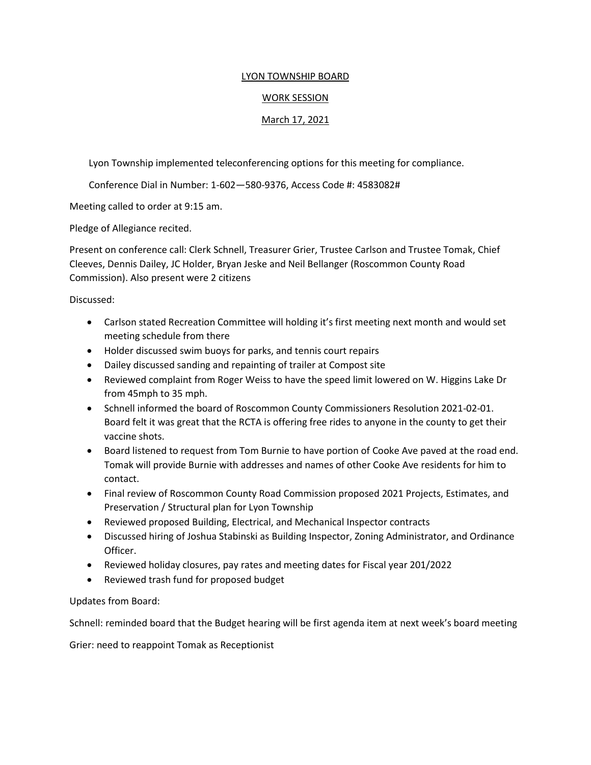LYON TOWNSHIP BOARD

WORK SESSION

March 17, 2021

Lyon Township implemented teleconferencing options for this meeting for compliance.

Conference Dial in Number: 1-602—580-9376, Access Code #: 4583082#

Meeting called to order at 9:15 am.

Pledge of Allegiance recited.

Present on conference call: Clerk Schnell, Treasurer Grier, Trustee Carlson and Trustee Tomak, Chief Cleeves, Dennis Dailey, JC Holder, Bryan Jeske and Neil Bellanger (Roscommon County Road Commission). Also present were 2 citizens

Discussed:

- Carlson stated Recreation Committee will holding it's first meeting next month and would set meeting schedule from there
- Holder discussed swim buoys for parks, and tennis court repairs
- Dailey discussed sanding and repainting of trailer at Compost site
- Reviewed complaint from Roger Weiss to have the speed limit lowered on W. Higgins Lake Dr from 45mph to 35 mph.
- Schnell informed the board of Roscommon County Commissioners Resolution 2021-02-01. Board felt it was great that the RCTA is offering free rides to anyone in the county to get their vaccine shots.
- Board listened to request from Tom Burnie to have portion of Cooke Ave paved at the road end. Tomak will provide Burnie with addresses and names of other Cooke Ave residents for him to contact.
- Final review of Roscommon County Road Commission proposed 2021 Projects, Estimates, and Preservation / Structural plan for Lyon Township
- Reviewed proposed Building, Electrical, and Mechanical Inspector contracts
- Discussed hiring of Joshua Stabinski as Building Inspector, Zoning Administrator, and Ordinance Officer.
- Reviewed holiday closures, pay rates and meeting dates for Fiscal year 201/2022
- Reviewed trash fund for proposed budget

Updates from Board:

Schnell: reminded board that the Budget hearing will be first agenda item at next week's board meeting

Grier: need to reappoint Tomak as Receptionist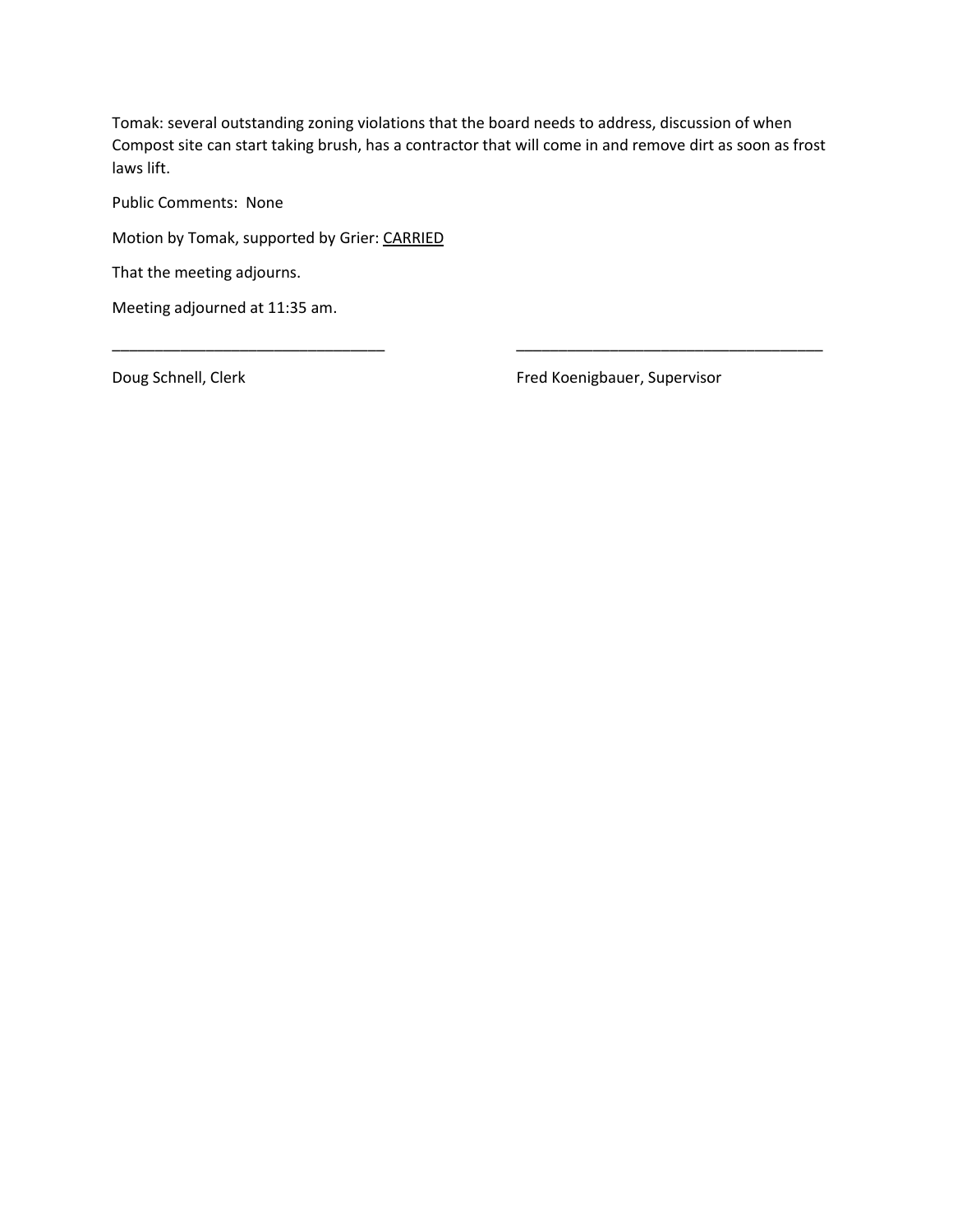Tomak: several outstanding zoning violations that the board needs to address, discussion of when Compost site can start taking brush, has a contractor that will come in and remove dirt as soon as frost laws lift.

Public Comments: None

Motion by Tomak, supported by Grier: <u>CARRIED</u>

That the meeting adjourns.

Meeting adjourned at 11:35 am.

\_\_\_\_\_\_\_\_\_\_\_\_\_\_\_\_\_\_\_\_\_\_\_\_\_\_\_\_\_\_\_\_ \_\_\_\_\_\_\_\_\_\_\_\_\_\_\_\_\_\_\_\_\_\_\_\_\_\_\_\_\_\_\_\_\_\_\_\_

Doug Schnell, Clerk

Fred Koenigbauer, Supervisor